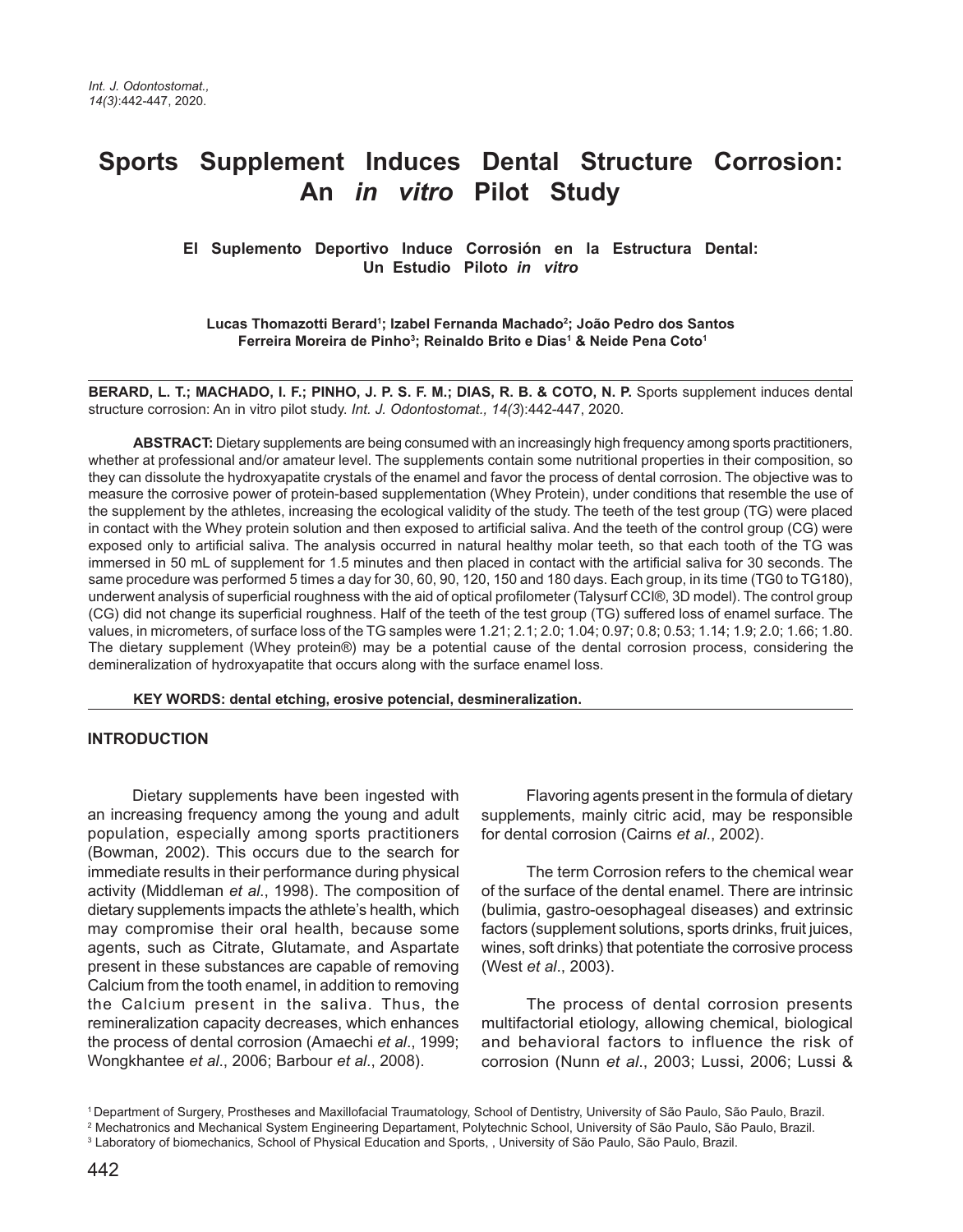# Sports Supplement Induces Dental Structure Corrosion: An *in vitro* Pilot Study

### El Suplemento Deportivo Induce Corrosión en la Estructura Dental: Un Estudio Piloto *in vitro*

**Lucas Thomazotti Berard[1]; Izabel Fernanda Machado[2]; João Pedro dos Santos Ferreira Moreira de Pinho[3]; Reinaldo Brito e Dias[1] & Neide Pena Coto[1]**

**BERARD, L. T.; MACHADO, I. F.; PINHO, J. P. S. F. M.; DIAS, R. B. & COTO, N. P.** Sports supplement induces dental structure corrosion: An in vitro pilot study. *Int. J. Odontostomat., 14(3)*:442-447, 2020.

**ABSTRACT:** Dietary supplements are being consumed with an increasingly high frequency among sports practitioners, whether at professional and/or amateur level. The supplements contain some nutritional properties in their composition, so they can dissolute the hydroxyapatite crystals of the enamel and favor the process of dental corrosion. The objective was to measure the corrosive power of protein-based supplementation (Whey Protein), under conditions that resemble the use of the supplement by the athletes, increasing the ecological validity of the study. The teeth of the test group (TG) were placed in contact with the Whey protein solution and then exposed to artificial saliva. And the teeth of the control group (CG) were exposed only to artificial saliva. The analysis occurred in natural healthy molar teeth, so that each tooth of the TG was immersed in 50 mL of supplement for 1.5 minutes and then placed in contact with the artificial saliva for 30 seconds. The same procedure was performed 5 times a day for 30, 60, 90, 120, 150 and 180 days. Each group, in its time (TG0 to TG180), underwent analysis of superficial roughness with the aid of optical profilometer (Talysurf CCI®, 3D model). The control group (CG) did not change its superficial roughness. Half of the teeth of the test group (TG) suffered loss of enamel surface. The values, in micrometers, of surface loss of the TG samples were 1.21; 2.1; 2.0; 1.04; 0.97; 0.8; 0.53; 1.14; 1.9; 2.0; 1.66; 1.80. The dietary supplement (Whey protein®) may be a potential cause of the dental corrosion process, considering the demineralization of hydroxyapatite that occurs along with the surface enamel loss.

**KEY WORDS: dental etching, erosive potencial, desmineralization.**

## INTRODUCTION

Dietary supplements have been ingested with an increasing frequency among the young and adult population, especially among sports practitioners (Bowman, 2002). This occurs due to the search for immediate results in their performance during physical activity (Middleman *et al*., 1998). The composition of dietary supplements impacts the athlete's health, which may compromise their oral health, because some agents, such as Citrate, Glutamate, and Aspartate present in these substances are capable of removing Calcium from the tooth enamel, in addition to removing the Calcium present in the saliva. Thus, the remineralization capacity decreases, which enhances the process of dental corrosion (Amaechi *et al*., 1999; Wongkhantee *et al*., 2006; Barbour *et al*., 2008).

Flavoring agents present in the formula of dietary supplements, mainly citric acid, may be responsible for dental corrosion (Cairns *et al*., 2002).

The term Corrosion refers to the chemical wear of the surface of the dental enamel. There are intrinsic (bulimia, gastro-oesophageal diseases) and extrinsic factors (supplement solutions, sports drinks, fruit juices, wines, soft drinks) that potentiate the corrosive process (West *et al*., 2003).

The process of dental corrosion presents multifactorial etiology, allowing chemical, biological and behavioral factors to influence the risk of corrosion (Nunn *et al*., 2003; Lussi, 2006; Lussi &

[1] Department of Surgery, Prostheses and Maxillofacial Traumatology, School of Dentistry, University of São Paulo, São Paulo, Brazil.
[2] Mechatronics and Mechanical System Engineering Departament, Polytechnic School, University of São Paulo, São Paulo, Brazil.
[3] Laboratory of biomechanics, School of Physical Education and Sports, , University of São Paulo, São Paulo, Brazil.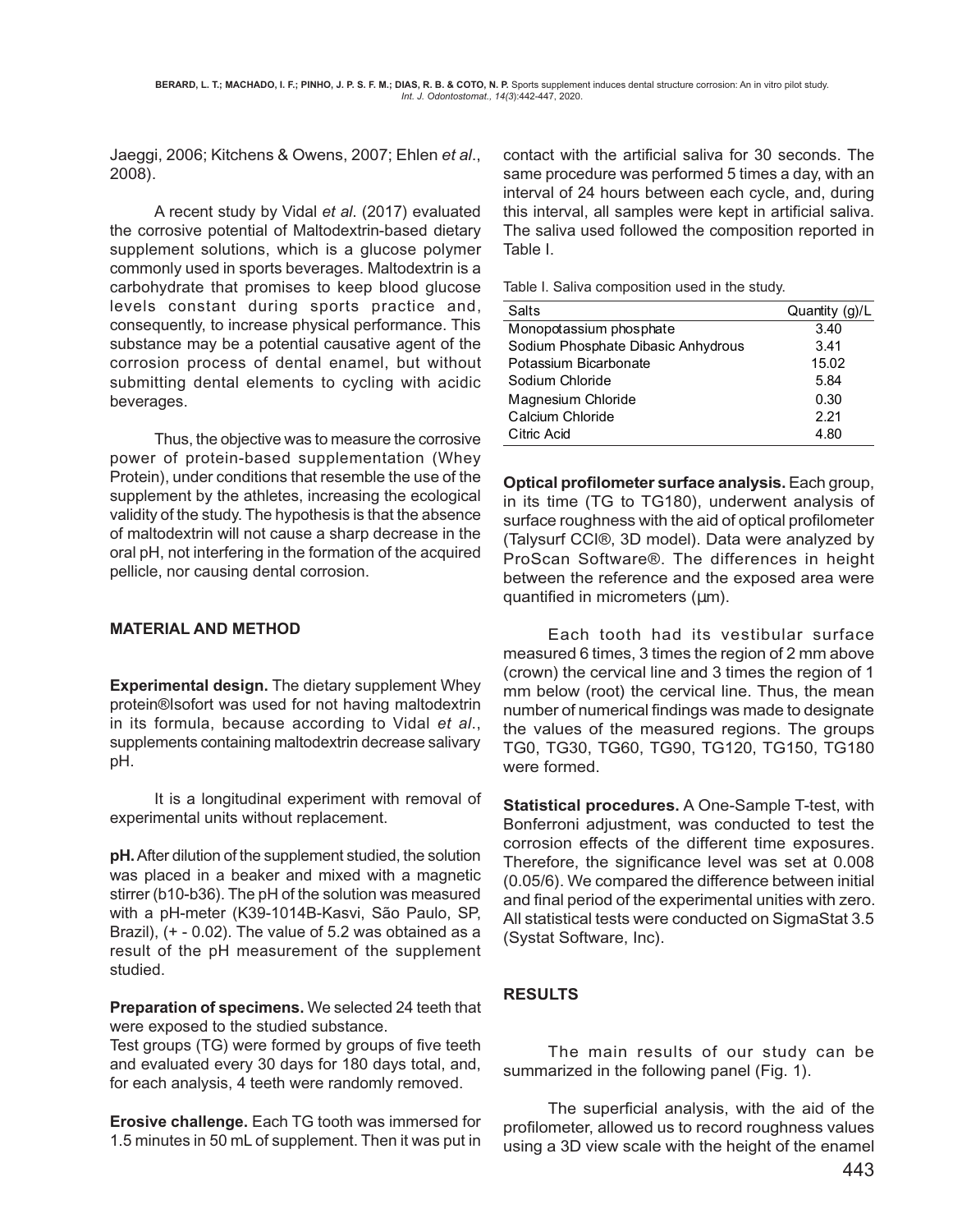Jaeggi, 2006; Kitchens & Owens, 2007; Ehlen *et al*., 2008).

A recent study by Vidal *et al*. (2017) evaluated the corrosive potential of Maltodextrin-based dietary supplement solutions, which is a glucose polymer commonly used in sports beverages. Maltodextrin is a carbohydrate that promises to keep blood glucose levels constant during sports practice and, consequently, to increase physical performance. This substance may be a potential causative agent of the corrosion process of dental enamel, but without submitting dental elements to cycling with acidic beverages.

Thus, the objective was to measure the corrosive power of protein-based supplementation (Whey Protein), under conditions that resemble the use of the supplement by the athletes, increasing the ecological validity of the study. The hypothesis is that the absence of maltodextrin will not cause a sharp decrease in the oral pH, not interfering in the formation of the acquired pellicle, nor causing dental corrosion.

## MATERIAL AND METHOD

**Experimental design.** The dietary supplement Whey protein®Isofort was used for not having maltodextrin in its formula, because according to Vidal *et al*., supplements containing maltodextrin decrease salivary pH.

It is a longitudinal experiment with removal of experimental units without replacement.

**pH.** After dilution of the supplement studied, the solution was placed in a beaker and mixed with a magnetic stirrer (b10-b36). The pH of the solution was measured with a pH-meter (K39-1014B-Kasvi, São Paulo, SP, Brazil), (+ - 0.02). The value of 5.2 was obtained as a result of the pH measurement of the supplement studied.

**Preparation of specimens.** We selected 24 teeth that were exposed to the studied substance.
Test groups (TG) were formed by groups of five teeth and evaluated every 30 days for 180 days total, and, for each analysis, 4 teeth were randomly removed.

**Erosive challenge.** Each TG tooth was immersed for 1.5 minutes in 50 mL of supplement. Then it was put in contact with the artificial saliva for 30 seconds. The same procedure was performed 5 times a day, with an interval of 24 hours between each cycle, and, during this interval, all samples were kept in artificial saliva. The saliva used followed the composition reported in Table I.

Table I. Saliva composition used in the study.

| Salts | Quantity (g)/L |
|---|---|
| Monopotassium phosphate | 3.40 |
| Sodium Phosphate Dibasic Anhydrous | 3.41 |
| Potassium Bicarbonate | 15.02 |
| Sodium Chloride | 5.84 |
| Magnesium Chloride | 0.30 |
| Calcium Chloride | 2.21 |
| Citric Acid | 4.80 |

**Optical profilometer surface analysis.** Each group, in its time (TG to TG180), underwent analysis of surface roughness with the aid of optical profilometer (Talysurf CCI®, 3D model). Data were analyzed by ProScan Software®. The differences in height between the reference and the exposed area were quantified in micrometers (µm).

Each tooth had its vestibular surface measured 6 times, 3 times the region of 2 mm above (crown) the cervical line and 3 times the region of 1 mm below (root) the cervical line. Thus, the mean number of numerical findings was made to designate the values of the measured regions. The groups TG0, TG30, TG60, TG90, TG120, TG150, TG180 were formed.

**Statistical procedures.** A One-Sample T-test, with Bonferroni adjustment, was conducted to test the corrosion effects of the different time exposures. Therefore, the significance level was set at 0.008 (0.05/6). We compared the difference between initial and final period of the experimental unities with zero. All statistical tests were conducted on SigmaStat 3.5 (Systat Software, Inc).

## RESULTS

The main results of our study can be summarized in the following panel (Fig. 1).

The superficial analysis, with the aid of the profilometer, allowed us to record roughness values using a 3D view scale with the height of the enamel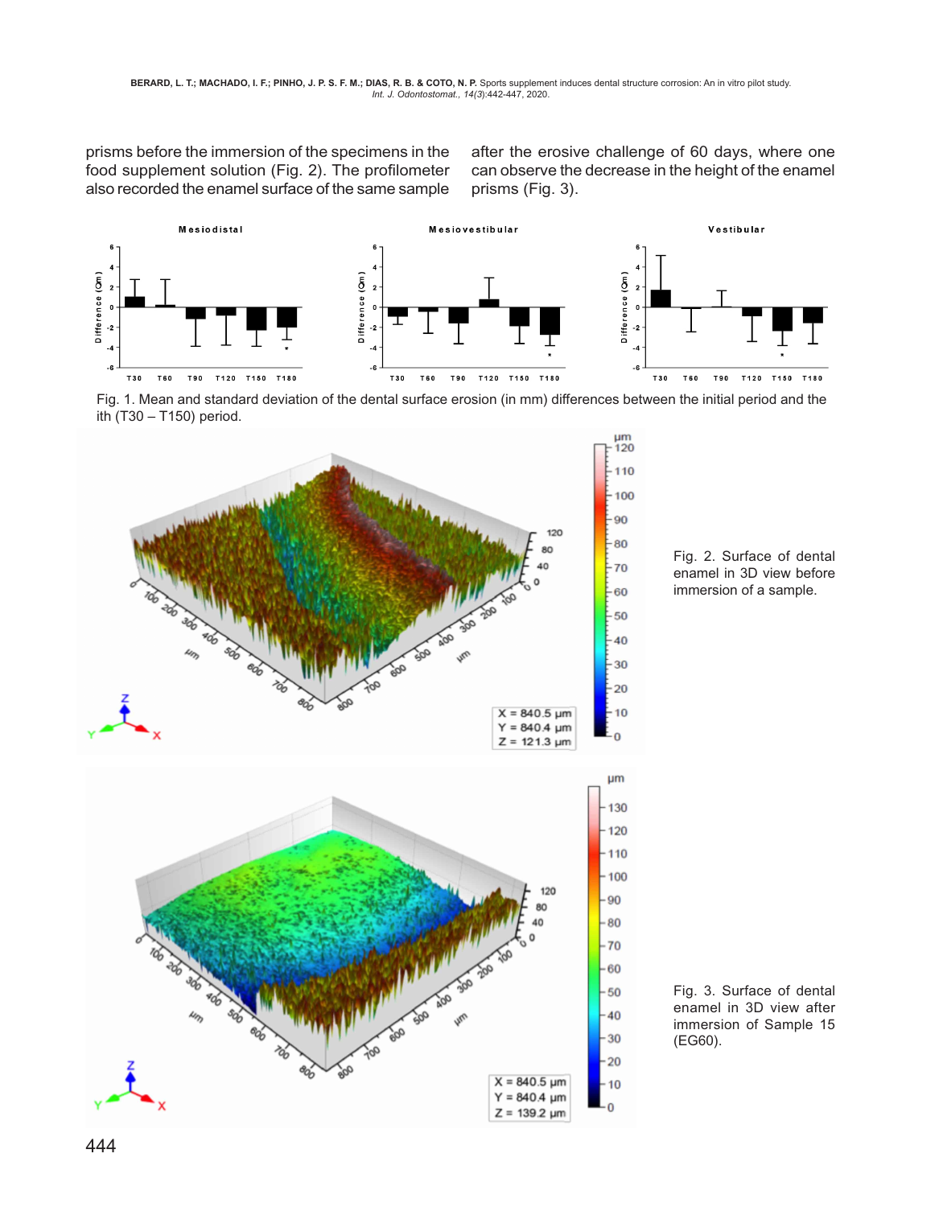prisms before the immersion of the specimens in the food supplement solution (Fig. 2). The profilometer also recorded the enamel surface of the same sample after the erosive challenge of 60 days, where one can observe the decrease in the height of the enamel prisms (Fig. 3).

Fig. 1. Mean and standard deviation of the dental surface erosion (in mm) differences between the initial period and the ith (T30 – T150) period.

Fig. 2. Surface of dental enamel in 3D view before immersion of a sample.

Fig. 3. Surface of dental enamel in 3D view after immersion of Sample 15 (EG60).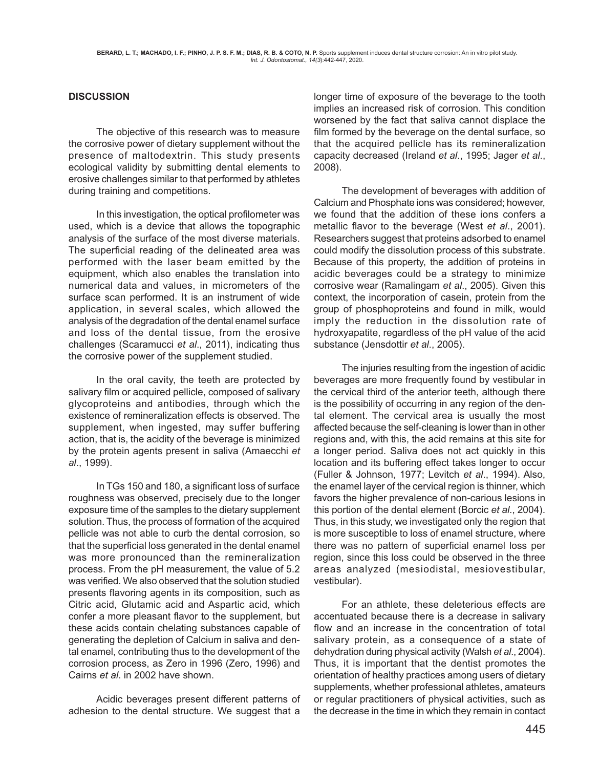## DISCUSSION

The objective of this research was to measure the corrosive power of dietary supplement without the presence of maltodextrin. This study presents ecological validity by submitting dental elements to erosive challenges similar to that performed by athletes during training and competitions.

In this investigation, the optical profilometer was used, which is a device that allows the topographic analysis of the surface of the most diverse materials. The superficial reading of the delineated area was performed with the laser beam emitted by the equipment, which also enables the translation into numerical data and values, in micrometers of the surface scan performed. It is an instrument of wide application, in several scales, which allowed the analysis of the degradation of the dental enamel surface and loss of the dental tissue, from the erosive challenges (Scaramucci *et al*., 2011), indicating thus the corrosive power of the supplement studied.

In the oral cavity, the teeth are protected by salivary film or acquired pellicle, composed of salivary glycoproteins and antibodies, through which the existence of remineralization effects is observed. The supplement, when ingested, may suffer buffering action, that is, the acidity of the beverage is minimized by the protein agents present in saliva (Amaecchi *et al*., 1999).

In TGs 150 and 180, a significant loss of surface roughness was observed, precisely due to the longer exposure time of the samples to the dietary supplement solution. Thus, the process of formation of the acquired pellicle was not able to curb the dental corrosion, so that the superficial loss generated in the dental enamel was more pronounced than the remineralization process. From the pH measurement, the value of 5.2 was verified. We also observed that the solution studied presents flavoring agents in its composition, such as Citric acid, Glutamic acid and Aspartic acid, which confer a more pleasant flavor to the supplement, but these acids contain chelating substances capable of generating the depletion of Calcium in saliva and dental enamel, contributing thus to the development of the corrosion process, as Zero in 1996 (Zero, 1996) and Cairns *et al*. in 2002 have shown.

Acidic beverages present different patterns of adhesion to the dental structure. We suggest that a longer time of exposure of the beverage to the tooth implies an increased risk of corrosion. This condition worsened by the fact that saliva cannot displace the film formed by the beverage on the dental surface, so that the acquired pellicle has its remineralization capacity decreased (Ireland *et al*., 1995; Jager *et al*., 2008).

The development of beverages with addition of Calcium and Phosphate ions was considered; however, we found that the addition of these ions confers a metallic flavor to the beverage (West *et al*., 2001). Researchers suggest that proteins adsorbed to enamel could modify the dissolution process of this substrate. Because of this property, the addition of proteins in acidic beverages could be a strategy to minimize corrosive wear (Ramalingam *et al*., 2005). Given this context, the incorporation of casein, protein from the group of phosphoproteins and found in milk, would imply the reduction in the dissolution rate of hydroxyapatite, regardless of the pH value of the acid substance (Jensdottir *et al*., 2005).

The injuries resulting from the ingestion of acidic beverages are more frequently found by vestibular in the cervical third of the anterior teeth, although there is the possibility of occurring in any region of the dental element. The cervical area is usually the most affected because the self-cleaning is lower than in other regions and, with this, the acid remains at this site for a longer period. Saliva does not act quickly in this location and its buffering effect takes longer to occur (Fuller & Johnson, 1977; Levitch *et al*., 1994). Also, the enamel layer of the cervical region is thinner, which favors the higher prevalence of non-carious lesions in this portion of the dental element (Borcic *et al*., 2004). Thus, in this study, we investigated only the region that is more susceptible to loss of enamel structure, where there was no pattern of superficial enamel loss per region, since this loss could be observed in the three areas analyzed (mesiodistal, mesiovestibular, vestibular).

For an athlete, these deleterious effects are accentuated because there is a decrease in salivary flow and an increase in the concentration of total salivary protein, as a consequence of a state of dehydration during physical activity (Walsh *et al*., 2004). Thus, it is important that the dentist promotes the orientation of healthy practices among users of dietary supplements, whether professional athletes, amateurs or regular practitioners of physical activities, such as the decrease in the time in which they remain in contact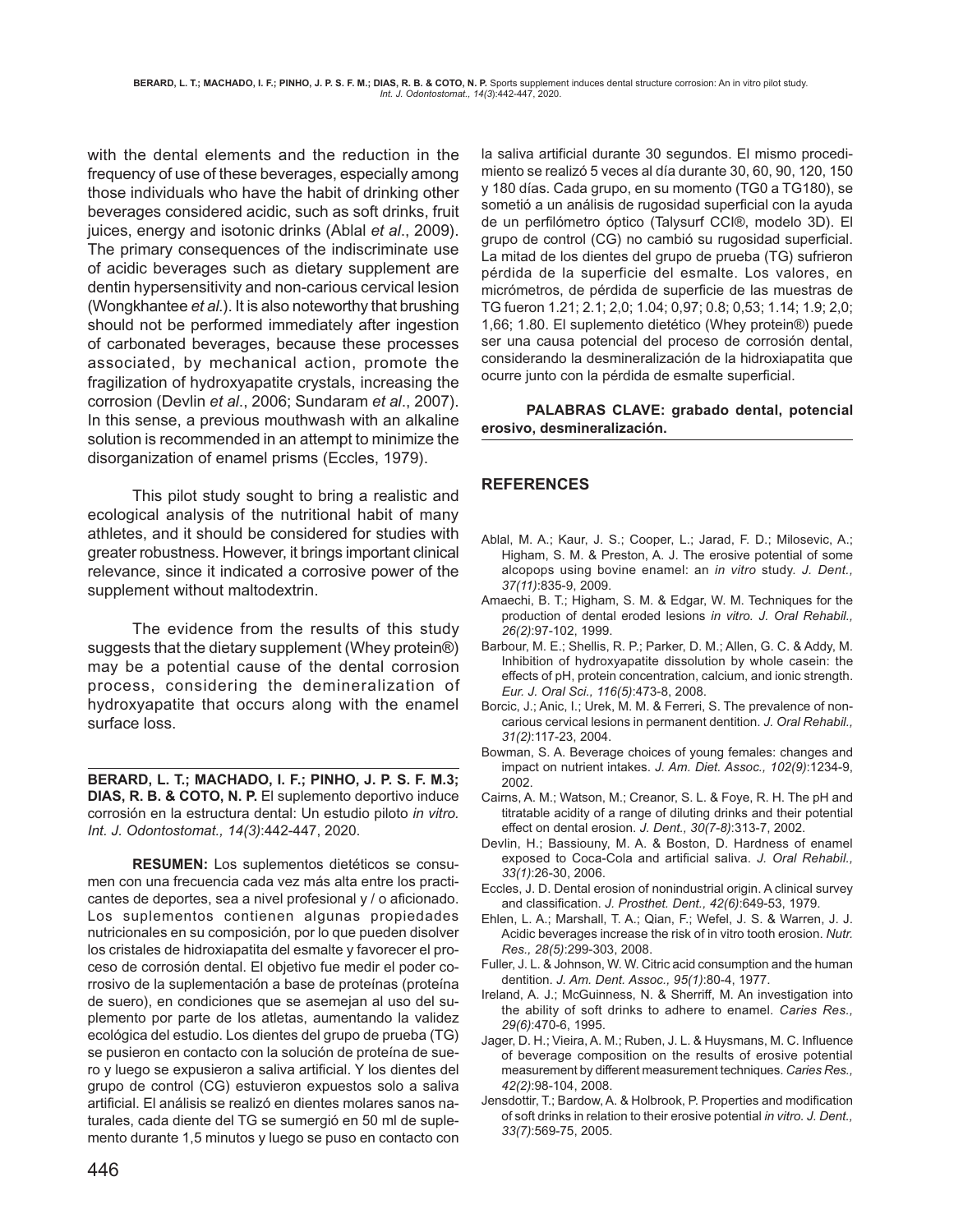with the dental elements and the reduction in the frequency of use of these beverages, especially among those individuals who have the habit of drinking other beverages considered acidic, such as soft drinks, fruit juices, energy and isotonic drinks (Ablal *et al*., 2009). The primary consequences of the indiscriminate use of acidic beverages such as dietary supplement are dentin hypersensitivity and non-carious cervical lesion (Wongkhantee *et al*.). It is also noteworthy that brushing should not be performed immediately after ingestion of carbonated beverages, because these processes associated, by mechanical action, promote the fragilization of hydroxyapatite crystals, increasing the corrosion (Devlin *et al*., 2006; Sundaram *et al*., 2007). In this sense, a previous mouthwash with an alkaline solution is recommended in an attempt to minimize the disorganization of enamel prisms (Eccles, 1979).

This pilot study sought to bring a realistic and ecological analysis of the nutritional habit of many athletes, and it should be considered for studies with greater robustness. However, it brings important clinical relevance, since it indicated a corrosive power of the supplement without maltodextrin.

The evidence from the results of this study suggests that the dietary supplement (Whey protein®) may be a potential cause of the dental corrosion process, considering the demineralization of hydroxyapatite that occurs along with the enamel surface loss.

---

**BERARD, L. T.; MACHADO, I. F.; PINHO, J. P. S. F. M.3; DIAS, R. B. & COTO, N. P.** El suplemento deportivo induce corrosión en la estructura dental: Un estudio piloto *in vitro. Int. J. Odontostomat., 14(3)*:442-447, 2020.

**RESUMEN:** Los suplementos dietéticos se consumen con una frecuencia cada vez más alta entre los practicantes de deportes, sea a nivel profesional y / o aficionado. Los suplementos contienen algunas propiedades nutricionales en su composición, por lo que pueden disolver los cristales de hidroxiapatita del esmalte y favorecer el proceso de corrosión dental. El objetivo fue medir el poder corrosivo de la suplementación a base de proteínas (proteína de suero), en condiciones que se asemejan al uso del suplemento por parte de los atletas, aumentando la validez ecológica del estudio. Los dientes del grupo de prueba (TG) se pusieron en contacto con la solución de proteína de suero y luego se expusieron a saliva artificial. Y los dientes del grupo de control (CG) estuvieron expuestos solo a saliva artificial. El análisis se realizó en dientes molares sanos naturales, cada diente del TG se sumergió en 50 ml de suplemento durante 1,5 minutos y luego se puso en contacto con la saliva artificial durante 30 segundos. El mismo procedimiento se realizó 5 veces al día durante 30, 60, 90, 120, 150 y 180 días. Cada grupo, en su momento (TG0 a TG180), se sometió a un análisis de rugosidad superficial con la ayuda de un perfilómetro óptico (Talysurf CCI®, modelo 3D). El grupo de control (CG) no cambió su rugosidad superficial. La mitad de los dientes del grupo de prueba (TG) sufrieron pérdida de la superficie del esmalte. Los valores, en micrómetros, de pérdida de superficie de las muestras de TG fueron 1.21; 2.1; 2,0; 1.04; 0,97; 0.8; 0,53; 1.14; 1.9; 2,0; 1,66; 1.80. El suplemento dietético (Whey protein®) puede ser una causa potencial del proceso de corrosión dental, considerando la desmineralización de la hidroxiapatita que ocurre junto con la pérdida de esmalte superficial.

**PALABRAS CLAVE: grabado dental, potencial erosivo, desmineralización.**

---

## REFERENCES

Ablal, M. A.; Kaur, J. S.; Cooper, L.; Jarad, F. D.; Milosevic, A.; Higham, S. M. & Preston, A. J. The erosive potential of some alcopops using bovine enamel: an *in vitro* study. *J. Dent., 37(11)*:835-9, 2009.

Amaechi, B. T.; Higham, S. M. & Edgar, W. M. Techniques for the production of dental eroded lesions *in vitro. J. Oral Rehabil., 26(2)*:97-102, 1999.

Barbour, M. E.; Shellis, R. P.; Parker, D. M.; Allen, G. C. & Addy, M. Inhibition of hydroxyapatite dissolution by whole casein: the effects of pH, protein concentration, calcium, and ionic strength. *Eur. J. Oral Sci., 116(5)*:473-8, 2008.

Borcic, J.; Anic, I.; Urek, M. M. & Ferreri, S. The prevalence of non-carious cervical lesions in permanent dentition. *J. Oral Rehabil., 31(2)*:117-23, 2004.

Bowman, S. A. Beverage choices of young females: changes and impact on nutrient intakes. *J. Am. Diet. Assoc., 102(9)*:1234-9, 2002.

Cairns, A. M.; Watson, M.; Creanor, S. L. & Foye, R. H. The pH and titratable acidity of a range of diluting drinks and their potential effect on dental erosion. *J. Dent., 30(7-8)*:313-7, 2002.

Devlin, H.; Bassiouny, M. A. & Boston, D. Hardness of enamel exposed to Coca-Cola and artificial saliva. *J. Oral Rehabil., 33(1)*:26-30, 2006.

Eccles, J. D. Dental erosion of nonindustrial origin. A clinical survey and classification. *J. Prosthet. Dent., 42(6)*:649-53, 1979.

Ehlen, L. A.; Marshall, T. A.; Qian, F.; Wefel, J. S. & Warren, J. J. Acidic beverages increase the risk of in vitro tooth erosion. *Nutr. Res., 28(5)*:299-303, 2008.

Fuller, J. L. & Johnson, W. W. Citric acid consumption and the human dentition. *J. Am. Dent. Assoc., 95(1)*:80-4, 1977.

Ireland, A. J.; McGuinness, N. & Sherriff, M. An investigation into the ability of soft drinks to adhere to enamel. *Caries Res., 29(6)*:470-6, 1995.

Jager, D. H.; Vieira, A. M.; Ruben, J. L. & Huysmans, M. C. Influence of beverage composition on the results of erosive potential measurement by different measurement techniques. *Caries Res., 42(2)*:98-104, 2008.

Jensdottir, T.; Bardow, A. & Holbrook, P. Properties and modification of soft drinks in relation to their erosive potential *in vitro. J. Dent., 33(7)*:569-75, 2005.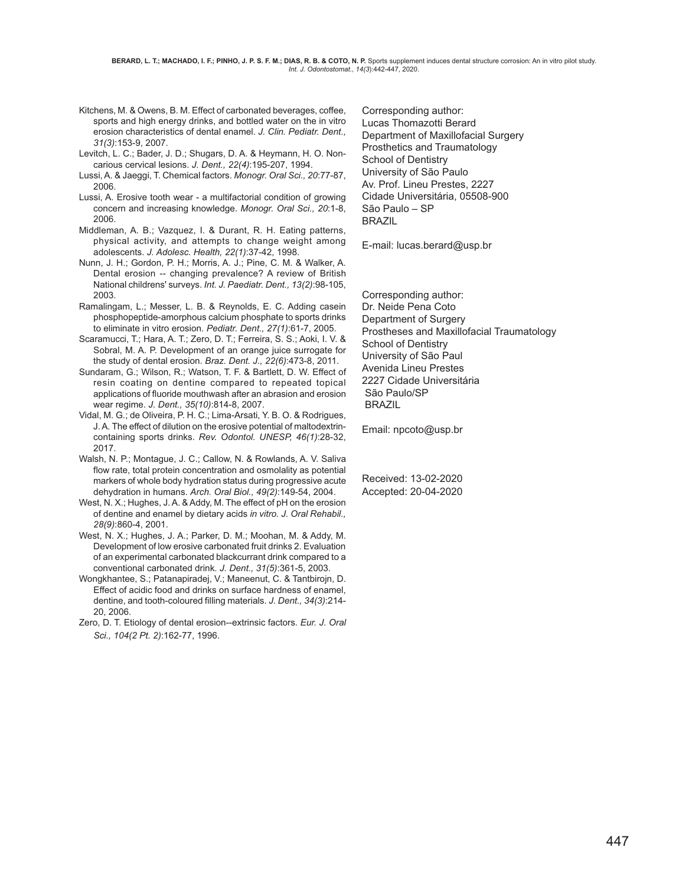Kitchens, M. & Owens, B. M. Effect of carbonated beverages, coffee, sports and high energy drinks, and bottled water on the in vitro erosion characteristics of dental enamel. *J. Clin. Pediatr. Dent., 31(3)*:153-9, 2007.

Levitch, L. C.; Bader, J. D.; Shugars, D. A. & Heymann, H. O. Non-carious cervical lesions. *J. Dent., 22(4)*:195-207, 1994.

Lussi, A. & Jaeggi, T. Chemical factors. *Monogr. Oral Sci., 20*:77-87, 2006.

Lussi, A. Erosive tooth wear - a multifactorial condition of growing concern and increasing knowledge. *Monogr. Oral Sci., 20*:1-8, 2006.

Middleman, A. B.; Vazquez, I. & Durant, R. H. Eating patterns, physical activity, and attempts to change weight among adolescents. *J. Adolesc. Health, 22(1)*:37-42, 1998.

Nunn, J. H.; Gordon, P. H.; Morris, A. J.; Pine, C. M. & Walker, A. Dental erosion -- changing prevalence? A review of British National childrens' surveys. *Int. J. Paediatr. Dent., 13(2)*:98-105, 2003.

Ramalingam, L.; Messer, L. B. & Reynolds, E. C. Adding casein phosphopeptide-amorphous calcium phosphate to sports drinks to eliminate in vitro erosion. *Pediatr. Dent., 27(1)*:61-7, 2005.

Scaramucci, T.; Hara, A. T.; Zero, D. T.; Ferreira, S. S.; Aoki, I. V. & Sobral, M. A. P. Development of an orange juice surrogate for the study of dental erosion. *Braz. Dent. J., 22(6)*:473-8, 2011.

Sundaram, G.; Wilson, R.; Watson, T. F. & Bartlett, D. W. Effect of resin coating on dentine compared to repeated topical applications of fluoride mouthwash after an abrasion and erosion wear regime. *J. Dent., 35(10)*:814-8, 2007.

Vidal, M. G.; de Oliveira, P. H. C.; Lima-Arsati, Y. B. O. & Rodrigues, J. A. The effect of dilution on the erosive potential of maltodextrin-containing sports drinks. *Rev. Odontol. UNESP, 46(1)*:28-32, 2017.

Walsh, N. P.; Montague, J. C.; Callow, N. & Rowlands, A. V. Saliva flow rate, total protein concentration and osmolality as potential markers of whole body hydration status during progressive acute dehydration in humans. *Arch. Oral Biol., 49(2)*:149-54, 2004.

West, N. X.; Hughes, J. A. & Addy, M. The effect of pH on the erosion of dentine and enamel by dietary acids *in vitro*. *J. Oral Rehabil., 28(9)*:860-4, 2001.

West, N. X.; Hughes, J. A.; Parker, D. M.; Moohan, M. & Addy, M. Development of low erosive carbonated fruit drinks 2. Evaluation of an experimental carbonated blackcurrant drink compared to a conventional carbonated drink. *J. Dent., 31(5)*:361-5, 2003.

Wongkhantee, S.; Patanapiradej, V.; Maneenut, C. & Tantbirojn, D. Effect of acidic food and drinks on surface hardness of enamel, dentine, and tooth-coloured filling materials. *J. Dent., 34(3)*:214-20, 2006.

Zero, D. T. Etiology of dental erosion--extrinsic factors. *Eur. J. Oral Sci., 104(2 Pt. 2)*:162-77, 1996.

Corresponding author:
Lucas Thomazotti Berard
Department of Maxillofacial Surgery
Prosthetics and Traumatology
School of Dentistry
University of São Paulo
Av. Prof. Lineu Prestes, 2227
Cidade Universitária, 05508-900
São Paulo – SP
BRAZIL

E-mail: lucas.berard@usp.br

Corresponding author:
Dr. Neide Pena Coto
Department of Surgery
Prostheses and Maxillofacial Traumatology
School of Dentistry
University of São Paul
Avenida Lineu Prestes
2227 Cidade Universitária
São Paulo/SP
BRAZIL

Email: npcoto@usp.br

Received: 13-02-2020
Accepted: 20-04-2020